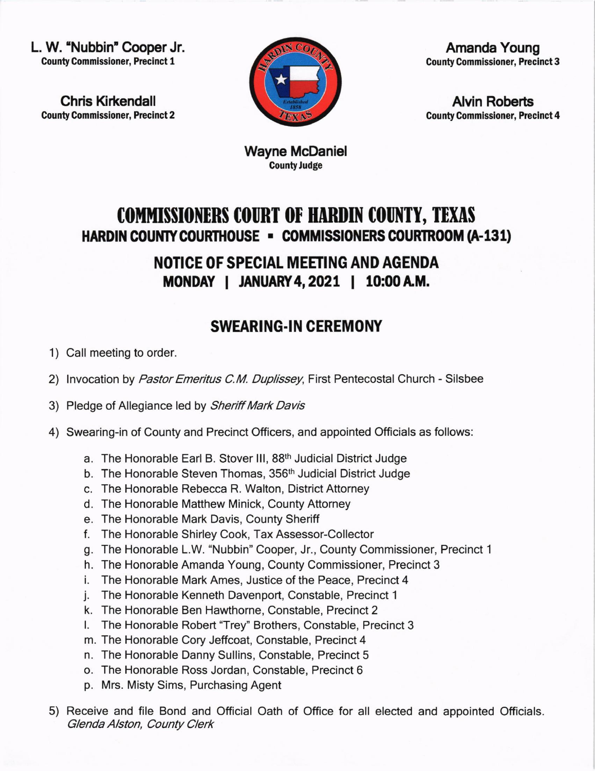**L. W. "Nubbin" Cooper Jr.**
County Commissioner, Precinct 1

**Chris Kirkendall**
County Commissioner, Precinct 2

**Amanda Young**
County Commissioner, Precinct 3

**Alvin Roberts**
County Commissioner, Precinct 4

**Wayne McDaniel**
County Judge

# COMMISSIONERS COURT OF HARDIN COUNTY, TEXAS

### HARDIN COUNTY COURTHOUSE ▪ COMMISSIONERS COURTROOM (A-131)

## NOTICE OF SPECIAL MEETING AND AGENDA

### MONDAY | JANUARY 4, 2021 | 10:00 A.M.

## SWEARING-IN CEREMONY

1) Call meeting to order.

2) Invocation by *Pastor Emeritus C.M. Duplissey*, First Pentecostal Church - Silsbee

3) Pledge of Allegiance led by *Sheriff Mark Davis*

4) Swearing-in of County and Precinct Officers, and appointed Officials as follows:

   a. The Honorable Earl B. Stover III, 88th Judicial District Judge
   b. The Honorable Steven Thomas, 356th Judicial District Judge
   c. The Honorable Rebecca R. Walton, District Attorney
   d. The Honorable Matthew Minick, County Attorney
   e. The Honorable Mark Davis, County Sheriff
   f. The Honorable Shirley Cook, Tax Assessor-Collector
   g. The Honorable L.W. "Nubbin" Cooper, Jr., County Commissioner, Precinct 1
   h. The Honorable Amanda Young, County Commissioner, Precinct 3
   i. The Honorable Mark Ames, Justice of the Peace, Precinct 4
   j. The Honorable Kenneth Davenport, Constable, Precinct 1
   k. The Honorable Ben Hawthorne, Constable, Precinct 2
   l. The Honorable Robert "Trey" Brothers, Constable, Precinct 3
   m. The Honorable Cory Jeffcoat, Constable, Precinct 4
   n. The Honorable Danny Sullins, Constable, Precinct 5
   o. The Honorable Ross Jordan, Constable, Precinct 6
   p. Mrs. Misty Sims, Purchasing Agent

5) Receive and file Bond and Official Oath of Office for all elected and appointed Officials. *Glenda Alston, County Clerk*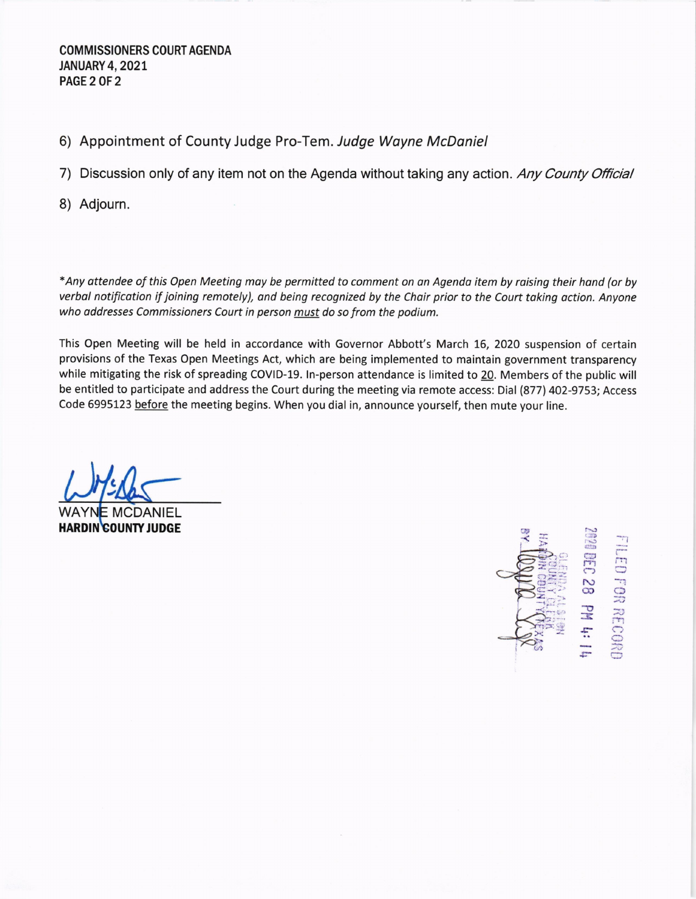**COMMISSIONERS COURT AGENDA**
**JANUARY 4, 2021**
**PAGE 2 OF 2**

6) Appointment of County Judge Pro-Tem. *Judge Wayne McDaniel*

7) Discussion only of any item not on the Agenda without taking any action. *Any County Official*

8) Adjourn.

*\*Any attendee of this Open Meeting may be permitted to comment on an Agenda item by raising their hand (or by verbal notification if joining remotely), and being recognized by the Chair prior to the Court taking action. Anyone who addresses Commissioners Court in person must do so from the podium.*

This Open Meeting will be held in accordance with Governor Abbott's March 16, 2020 suspension of certain provisions of the Texas Open Meetings Act, which are being implemented to maintain government transparency while mitigating the risk of spreading COVID-19. In-person attendance is limited to 20. Members of the public will be entitled to participate and address the Court during the meeting via remote access: Dial (877) 402-9753; Access Code 6995123 before the meeting begins. When you dial in, announce yourself, then mute your line.

WAYNE MCDANIEL
**HARDIN COUNTY JUDGE**

FILED FOR RECORD
2020 DEC 28 PM 4:14
GLENDA ALSTON
COUNTY CLERK
HARDIN COUNTY, TEXAS
BY